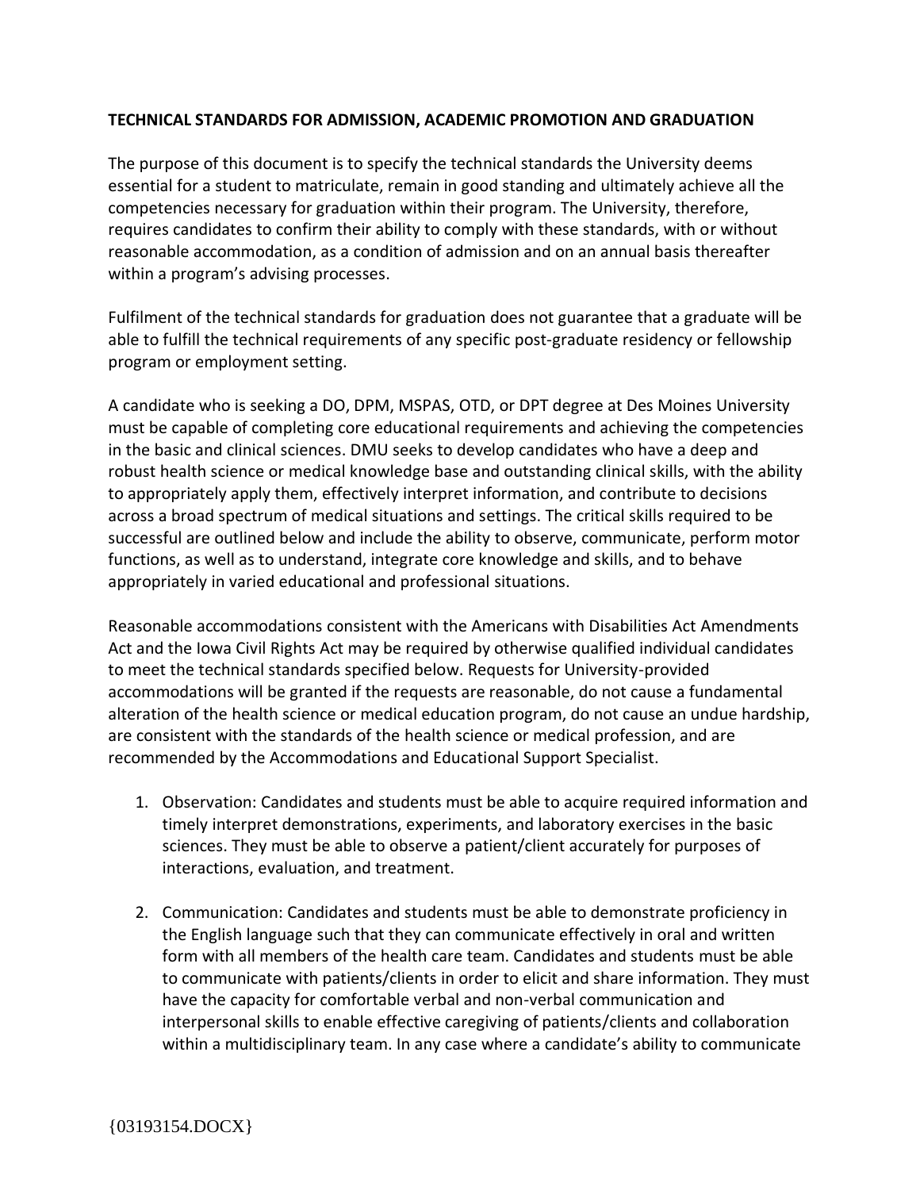**TECHNICAL STANDARDS FOR ADMISSION, ACADEMIC PROMOTION AND GRADUATION**

The purpose of this document is to specify the technical standards the University deems essential for a student to matriculate, remain in good standing and ultimately achieve all the competencies necessary for graduation within their program. The University, therefore, requires candidates to confirm their ability to comply with these standards, with or without reasonable accommodation, as a condition of admission and on an annual basis thereafter within a program's advising processes.

Fulfilment of the technical standards for graduation does not guarantee that a graduate will be able to fulfill the technical requirements of any specific post-graduate residency or fellowship program or employment setting.

A candidate who is seeking a DO, DPM, MSPAS, OTD, or DPT degree at Des Moines University must be capable of completing core educational requirements and achieving the competencies in the basic and clinical sciences. DMU seeks to develop candidates who have a deep and robust health science or medical knowledge base and outstanding clinical skills, with the ability to appropriately apply them, effectively interpret information, and contribute to decisions across a broad spectrum of medical situations and settings. The critical skills required to be successful are outlined below and include the ability to observe, communicate, perform motor functions, as well as to understand, integrate core knowledge and skills, and to behave appropriately in varied educational and professional situations.

Reasonable accommodations consistent with the Americans with Disabilities Act Amendments Act and the Iowa Civil Rights Act may be required by otherwise qualified individual candidates to meet the technical standards specified below. Requests for University-provided accommodations will be granted if the requests are reasonable, do not cause a fundamental alteration of the health science or medical education program, do not cause an undue hardship, are consistent with the standards of the health science or medical profession, and are recommended by the Accommodations and Educational Support Specialist.

1. Observation: Candidates and students must be able to acquire required information and timely interpret demonstrations, experiments, and laboratory exercises in the basic sciences. They must be able to observe a patient/client accurately for purposes of interactions, evaluation, and treatment.

2. Communication: Candidates and students must be able to demonstrate proficiency in the English language such that they can communicate effectively in oral and written form with all members of the health care team. Candidates and students must be able to communicate with patients/clients in order to elicit and share information. They must have the capacity for comfortable verbal and non-verbal communication and interpersonal skills to enable effective caregiving of patients/clients and collaboration within a multidisciplinary team. In any case where a candidate's ability to communicate

{03193154.DOCX}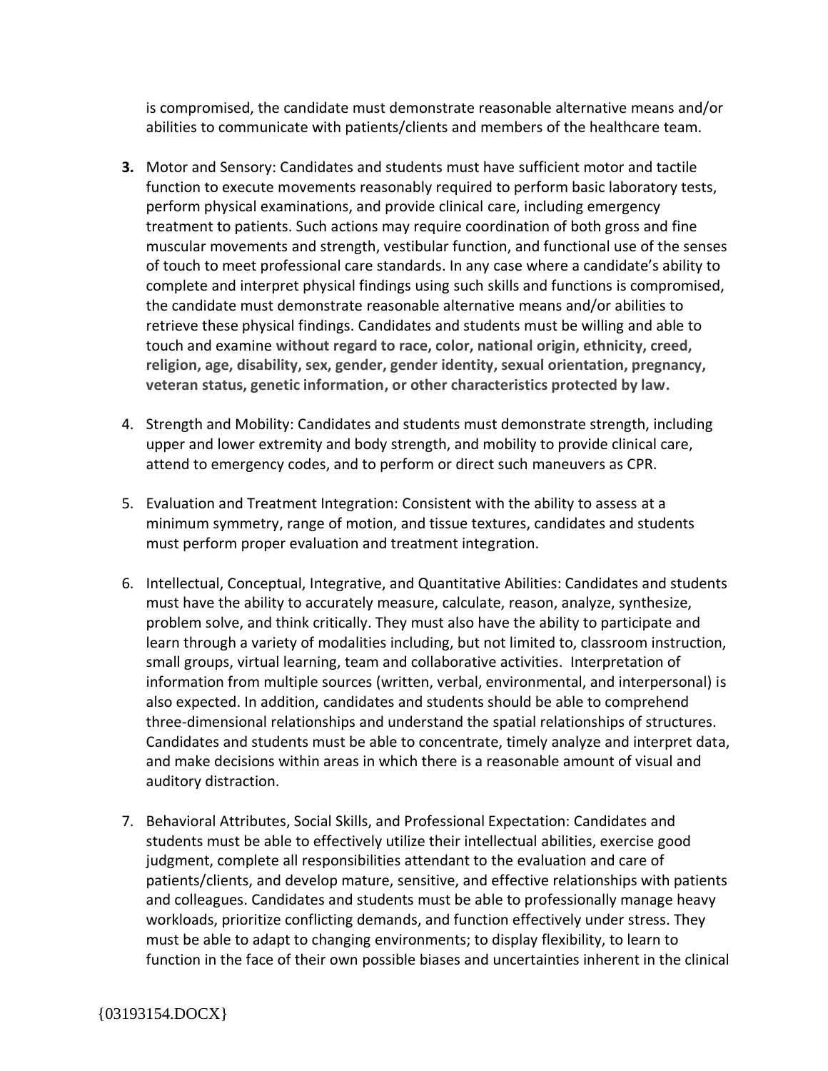is compromised, the candidate must demonstrate reasonable alternative means and/or abilities to communicate with patients/clients and members of the healthcare team.

3. Motor and Sensory: Candidates and students must have sufficient motor and tactile function to execute movements reasonably required to perform basic laboratory tests, perform physical examinations, and provide clinical care, including emergency treatment to patients. Such actions may require coordination of both gross and fine muscular movements and strength, vestibular function, and functional use of the senses of touch to meet professional care standards. In any case where a candidate's ability to complete and interpret physical findings using such skills and functions is compromised, the candidate must demonstrate reasonable alternative means and/or abilities to retrieve these physical findings. Candidates and students must be willing and able to touch and examine **without regard to race, color, national origin, ethnicity, creed, religion, age, disability, sex, gender, gender identity, sexual orientation, pregnancy, veteran status, genetic information, or other characteristics protected by law.**

4. Strength and Mobility: Candidates and students must demonstrate strength, including upper and lower extremity and body strength, and mobility to provide clinical care, attend to emergency codes, and to perform or direct such maneuvers as CPR.

5. Evaluation and Treatment Integration: Consistent with the ability to assess at a minimum symmetry, range of motion, and tissue textures, candidates and students must perform proper evaluation and treatment integration.

6. Intellectual, Conceptual, Integrative, and Quantitative Abilities: Candidates and students must have the ability to accurately measure, calculate, reason, analyze, synthesize, problem solve, and think critically. They must also have the ability to participate and learn through a variety of modalities including, but not limited to, classroom instruction, small groups, virtual learning, team and collaborative activities. Interpretation of information from multiple sources (written, verbal, environmental, and interpersonal) is also expected. In addition, candidates and students should be able to comprehend three-dimensional relationships and understand the spatial relationships of structures. Candidates and students must be able to concentrate, timely analyze and interpret data, and make decisions within areas in which there is a reasonable amount of visual and auditory distraction.

7. Behavioral Attributes, Social Skills, and Professional Expectation: Candidates and students must be able to effectively utilize their intellectual abilities, exercise good judgment, complete all responsibilities attendant to the evaluation and care of patients/clients, and develop mature, sensitive, and effective relationships with patients and colleagues. Candidates and students must be able to professionally manage heavy workloads, prioritize conflicting demands, and function effectively under stress. They must be able to adapt to changing environments; to display flexibility, to learn to function in the face of their own possible biases and uncertainties inherent in the clinical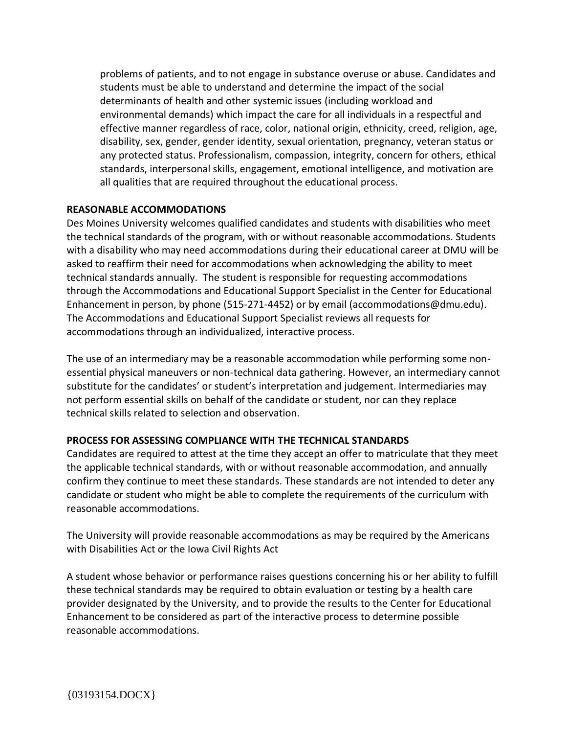problems of patients, and to not engage in substance overuse or abuse. Candidates and students must be able to understand and determine the impact of the social determinants of health and other systemic issues (including workload and environmental demands) which impact the care for all individuals in a respectful and effective manner regardless of race, color, national origin, ethnicity, creed, religion, age, disability, sex, gender, gender identity, sexual orientation, pregnancy, veteran status or any protected status. Professionalism, compassion, integrity, concern for others, ethical standards, interpersonal skills, engagement, emotional intelligence, and motivation are all qualities that are required throughout the educational process.

**REASONABLE ACCOMMODATIONS**

Des Moines University welcomes qualified candidates and students with disabilities who meet the technical standards of the program, with or without reasonable accommodations. Students with a disability who may need accommodations during their educational career at DMU will be asked to reaffirm their need for accommodations when acknowledging the ability to meet technical standards annually. The student is responsible for requesting accommodations through the Accommodations and Educational Support Specialist in the Center for Educational Enhancement in person, by phone (515-271-4452) or by email (accommodations@dmu.edu). The Accommodations and Educational Support Specialist reviews all requests for accommodations through an individualized, interactive process.

The use of an intermediary may be a reasonable accommodation while performing some non-essential physical maneuvers or non-technical data gathering. However, an intermediary cannot substitute for the candidates' or student's interpretation and judgement. Intermediaries may not perform essential skills on behalf of the candidate or student, nor can they replace technical skills related to selection and observation.

**PROCESS FOR ASSESSING COMPLIANCE WITH THE TECHNICAL STANDARDS**

Candidates are required to attest at the time they accept an offer to matriculate that they meet the applicable technical standards, with or without reasonable accommodation, and annually confirm they continue to meet these standards. These standards are not intended to deter any candidate or student who might be able to complete the requirements of the curriculum with reasonable accommodations.

The University will provide reasonable accommodations as may be required by the Americans with Disabilities Act or the Iowa Civil Rights Act

A student whose behavior or performance raises questions concerning his or her ability to fulfill these technical standards may be required to obtain evaluation or testing by a health care provider designated by the University, and to provide the results to the Center for Educational Enhancement to be considered as part of the interactive process to determine possible reasonable accommodations.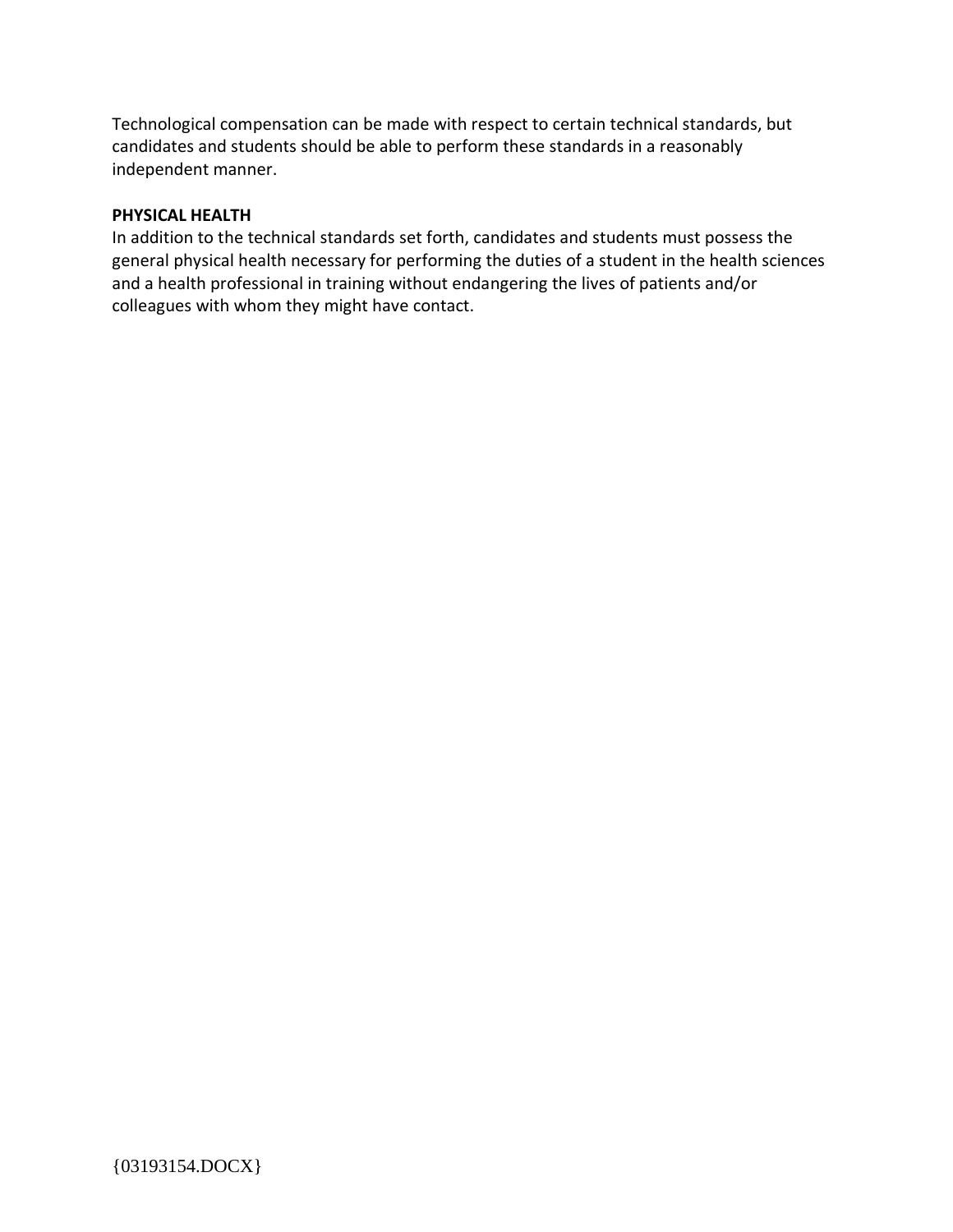Technological compensation can be made with respect to certain technical standards, but candidates and students should be able to perform these standards in a reasonably independent manner.

**PHYSICAL HEALTH**

In addition to the technical standards set forth, candidates and students must possess the general physical health necessary for performing the duties of a student in the health sciences and a health professional in training without endangering the lives of patients and/or colleagues with whom they might have contact.